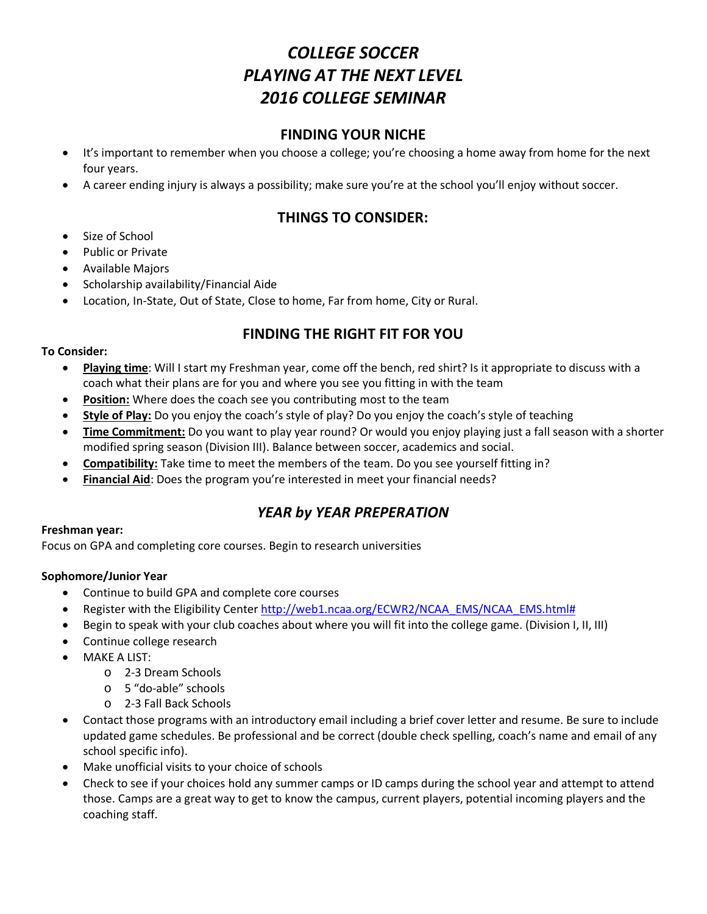# *COLLEGE SOCCER*
# *PLAYING AT THE NEXT LEVEL*
# *2016 COLLEGE SEMINAR*

## FINDING YOUR NICHE

- It's important to remember when you choose a college; you're choosing a home away from home for the next four years.
- A career ending injury is always a possibility; make sure you're at the school you'll enjoy without soccer.

## THINGS TO CONSIDER:

- Size of School
- Public or Private
- Available Majors
- Scholarship availability/Financial Aide
- Location, In-State, Out of State, Close to home, Far from home, City or Rural.

## FINDING THE RIGHT FIT FOR YOU

**To Consider:**

- **Playing time**: Will I start my Freshman year, come off the bench, red shirt? Is it appropriate to discuss with a coach what their plans are for you and where you see you fitting in with the team
- **Position:** Where does the coach see you contributing most to the team
- **Style of Play:** Do you enjoy the coach's style of play? Do you enjoy the coach's style of teaching
- **Time Commitment:** Do you want to play year round? Or would you enjoy playing just a fall season with a shorter modified spring season (Division III). Balance between soccer, academics and social.
- **Compatibility:** Take time to meet the members of the team. Do you see yourself fitting in?
- **Financial Aid**: Does the program you're interested in meet your financial needs?

## *YEAR by YEAR PREPERATION*

**Freshman year:**

Focus on GPA and completing core courses. Begin to research universities

**Sophomore/Junior Year**

- Continue to build GPA and complete core courses
- Register with the Eligibility Center http://web1.ncaa.org/ECWR2/NCAA_EMS/NCAA_EMS.html#
- Begin to speak with your club coaches about where you will fit into the college game. (Division I, II, III)
- Continue college research
- MAKE A LIST:
    - 2-3 Dream Schools
    - 5 "do-able" schools
    - 2-3 Fall Back Schools
- Contact those programs with an introductory email including a brief cover letter and resume. Be sure to include updated game schedules. Be professional and be correct (double check spelling, coach's name and email of any school specific info).
- Make unofficial visits to your choice of schools
- Check to see if your choices hold any summer camps or ID camps during the school year and attempt to attend those. Camps are a great way to get to know the campus, current players, potential incoming players and the coaching staff.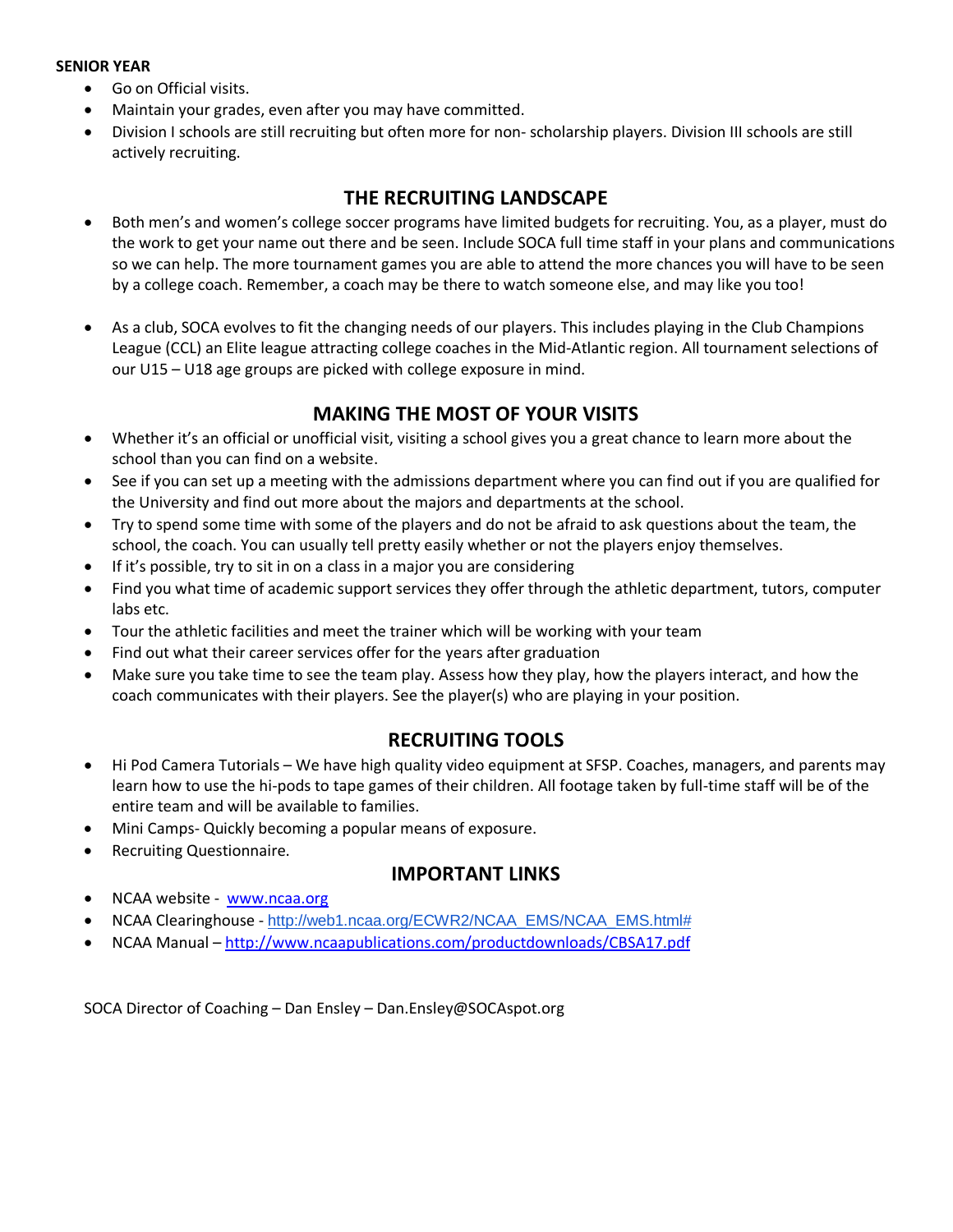**SENIOR YEAR**

- Go on Official visits.
- Maintain your grades, even after you may have committed.
- Division I schools are still recruiting but often more for non- scholarship players. Division III schools are still actively recruiting.

## THE RECRUITING LANDSCAPE

- Both men's and women's college soccer programs have limited budgets for recruiting. You, as a player, must do the work to get your name out there and be seen. Include SOCA full time staff in your plans and communications so we can help. The more tournament games you are able to attend the more chances you will have to be seen by a college coach. Remember, a coach may be there to watch someone else, and may like you too!

- As a club, SOCA evolves to fit the changing needs of our players. This includes playing in the Club Champions League (CCL) an Elite league attracting college coaches in the Mid-Atlantic region. All tournament selections of our U15 – U18 age groups are picked with college exposure in mind.

## MAKING THE MOST OF YOUR VISITS

- Whether it's an official or unofficial visit, visiting a school gives you a great chance to learn more about the school than you can find on a website.
- See if you can set up a meeting with the admissions department where you can find out if you are qualified for the University and find out more about the majors and departments at the school.
- Try to spend some time with some of the players and do not be afraid to ask questions about the team, the school, the coach. You can usually tell pretty easily whether or not the players enjoy themselves.
- If it's possible, try to sit in on a class in a major you are considering
- Find you what time of academic support services they offer through the athletic department, tutors, computer labs etc.
- Tour the athletic facilities and meet the trainer which will be working with your team
- Find out what their career services offer for the years after graduation
- Make sure you take time to see the team play. Assess how they play, how the players interact, and how the coach communicates with their players. See the player(s) who are playing in your position.

## RECRUITING TOOLS

- Hi Pod Camera Tutorials – We have high quality video equipment at SFSP. Coaches, managers, and parents may learn how to use the hi-pods to tape games of their children. All footage taken by full-time staff will be of the entire team and will be available to families.
- Mini Camps- Quickly becoming a popular means of exposure.
- Recruiting Questionnaire.

## IMPORTANT LINKS

- NCAA website - www.ncaa.org
- NCAA Clearinghouse - http://web1.ncaa.org/ECWR2/NCAA_EMS/NCAA_EMS.html#
- NCAA Manual – http://www.ncaapublications.com/productdownloads/CBSA17.pdf

SOCA Director of Coaching – Dan Ensley – Dan.Ensley@SOCAspot.org